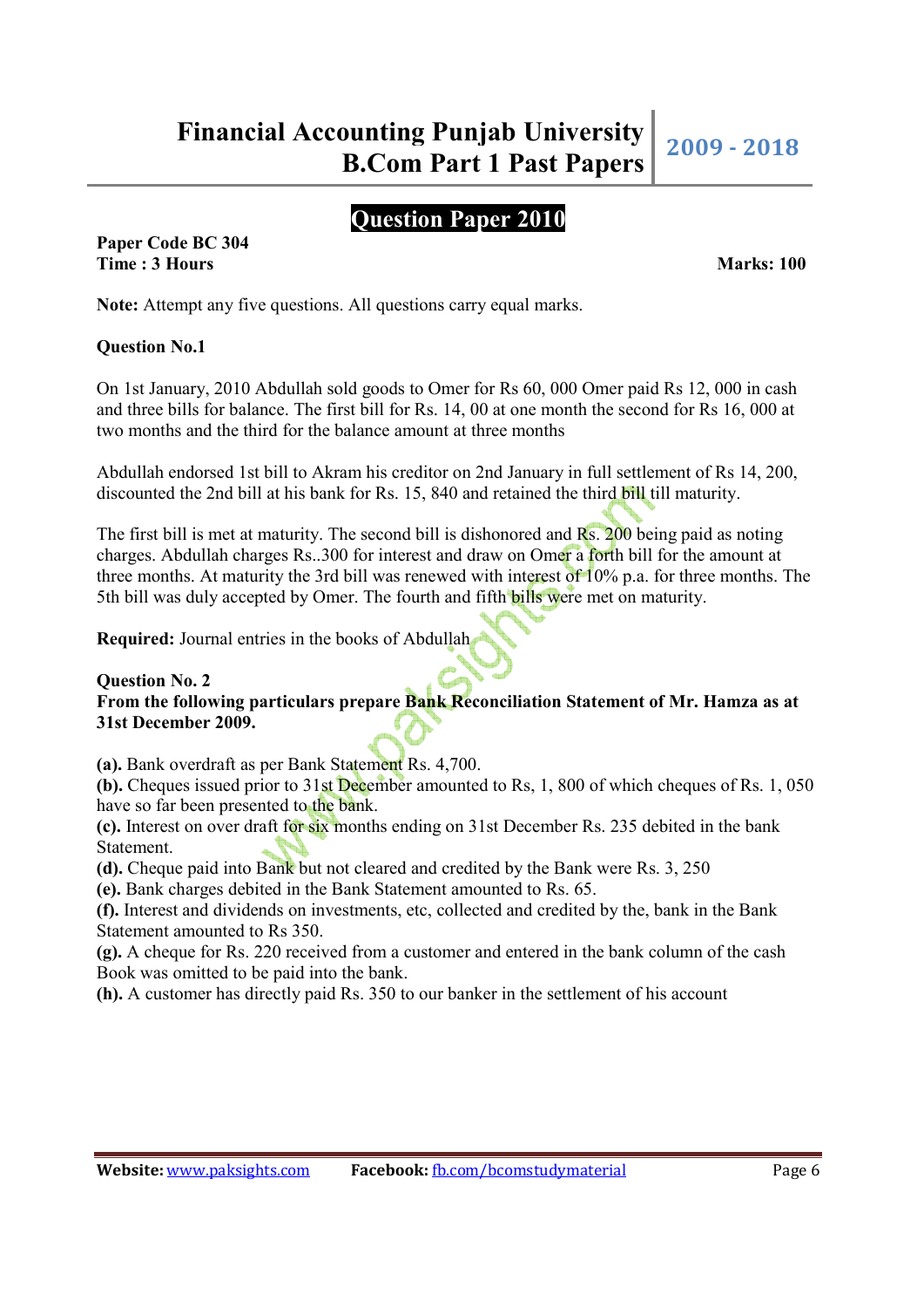# Financial Accounting Punjab University B.Com Part 1 Past Papers 2009 - 2018

## Question Paper 2010

**Paper Code BC 304**
**Time : 3 Hours** **Marks: 100**

**Note:** Attempt any five questions. All questions carry equal marks.

**Question No.1**

On 1st January, 2010 Abdullah sold goods to Omer for Rs 60, 000 Omer paid Rs 12, 000 in cash and three bills for balance. The first bill for Rs. 14, 00 at one month the second for Rs 16, 000 at two months and the third for the balance amount at three months

Abdullah endorsed 1st bill to Akram his creditor on 2nd January in full settlement of Rs 14, 200, discounted the 2nd bill at his bank for Rs. 15, 840 and retained the third bill till maturity.

The first bill is met at maturity. The second bill is dishonored and Rs. 200 being paid as noting charges. Abdullah charges Rs..300 for interest and draw on Omer a forth bill for the amount at three months. At maturity the 3rd bill was renewed with interest of 10% p.a. for three months. The 5th bill was duly accepted by Omer. The fourth and fifth bills were met on maturity.

**Required:** Journal entries in the books of Abdullah

**Question No. 2**
**From the following particulars prepare Bank Reconciliation Statement of Mr. Hamza as at 31st December 2009.**

**(a).** Bank overdraft as per Bank Statement Rs. 4,700.
**(b).** Cheques issued prior to 31st December amounted to Rs, 1, 800 of which cheques of Rs. 1, 050 have so far been presented to the bank.
**(c).** Interest on over draft for six months ending on 31st December Rs. 235 debited in the bank Statement.
**(d).** Cheque paid into Bank but not cleared and credited by the Bank were Rs. 3, 250
**(e).** Bank charges debited in the Bank Statement amounted to Rs. 65.
**(f).** Interest and dividends on investments, etc, collected and credited by the, bank in the Bank Statement amounted to Rs 350.
**(g).** A cheque for Rs. 220 received from a customer and entered in the bank column of the cash Book was omitted to be paid into the bank.
**(h).** A customer has directly paid Rs. 350 to our banker in the settlement of his account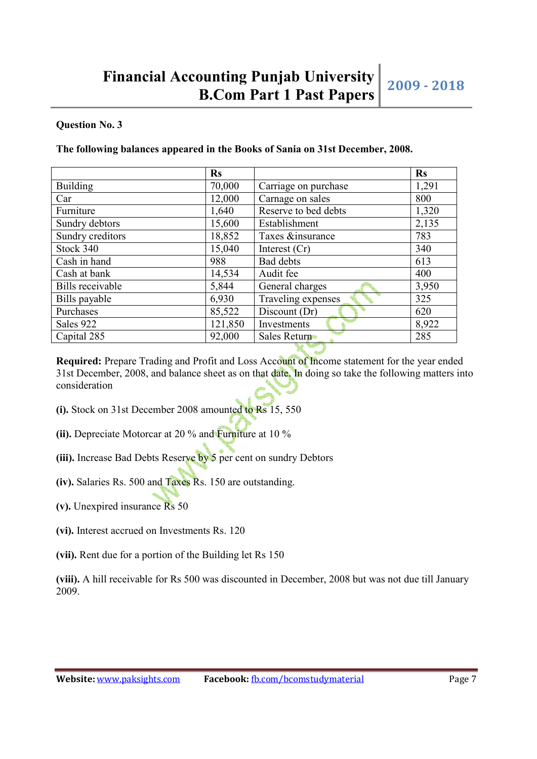**Question No. 3**

**The following balances appeared in the Books of Sania on 31st December, 2008.**

| | Rs | | Rs |
|---|---|---|---|
| Building | 70,000 | Carriage on purchase | 1,291 |
| Car | 12,000 | Carnage on sales | 800 |
| Furniture | 1,640 | Reserve to bed debts | 1,320 |
| Sundry debtors | 15,600 | Establishment | 2,135 |
| Sundry creditors | 18,852 | Taxes &insurance | 783 |
| Stock 340 | 15,040 | Interest (Cr) | 340 |
| Cash in hand | 988 | Bad debts | 613 |
| Cash at bank | 14,534 | Audit fee | 400 |
| Bills receivable | 5,844 | General charges | 3,950 |
| Bills payable | 6,930 | Traveling expenses | 325 |
| Purchases | 85,522 | Discount (Dr) | 620 |
| Sales 922 | 121,850 | Investments | 8,922 |
| Capital 285 | 92,000 | Sales Return | 285 |

**Required:** Prepare Trading and Profit and Loss Account of Income statement for the year ended 31st December, 2008, and balance sheet as on that date. In doing so take the following matters into consideration

**(i).** Stock on 31st December 2008 amounted to Rs 15, 550

**(ii).** Depreciate Motorcar at 20 % and Furniture at 10 %

**(iii).** Increase Bad Debts Reserve by 5 per cent on sundry Debtors

**(iv).** Salaries Rs. 500 and Taxes Rs. 150 are outstanding.

**(v).** Unexpired insurance Rs 50

**(vi).** Interest accrued on Investments Rs. 120

**(vii).** Rent due for a portion of the Building let Rs 150

**(viii).** A hill receivable for Rs 500 was discounted in December, 2008 but was not due till January 2009.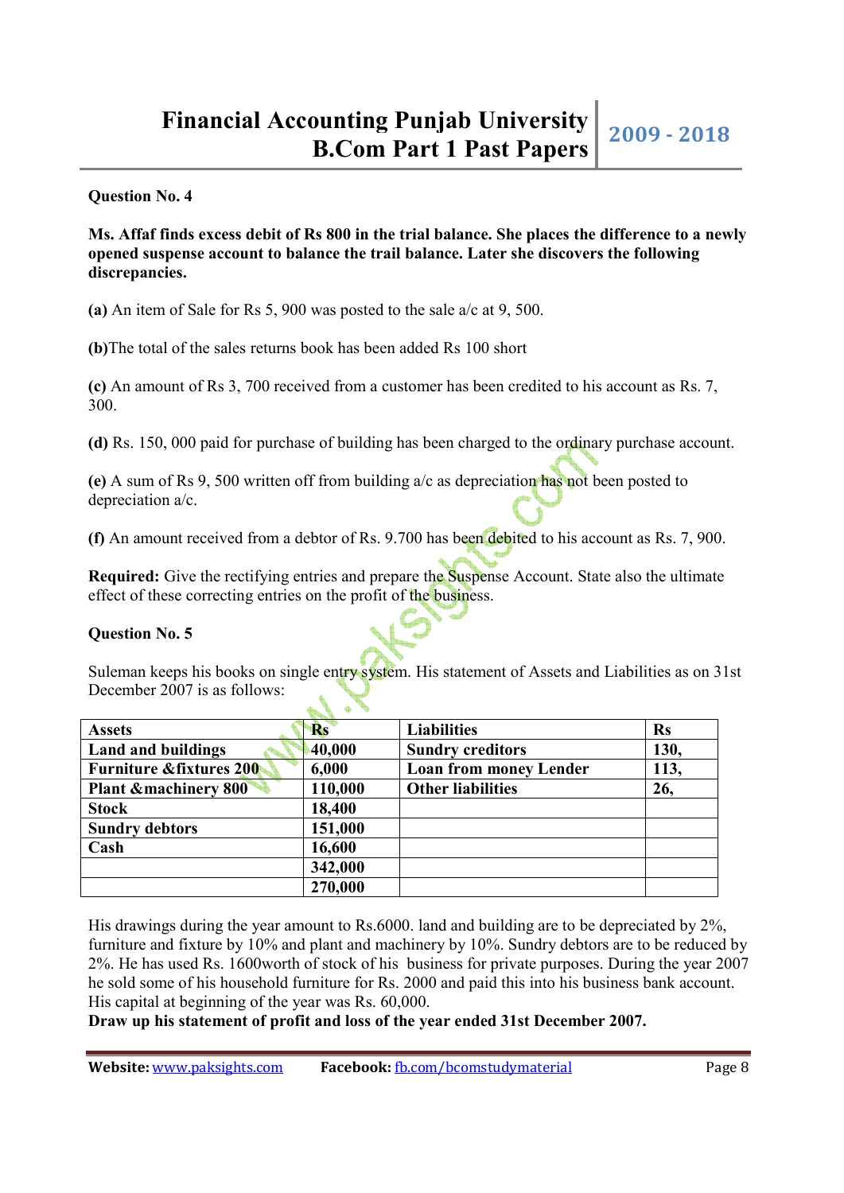### Question No. 4

**Ms. Affaf finds excess debit of Rs 800 in the trial balance. She places the difference to a newly opened suspense account to balance the trail balance. Later she discovers the following discrepancies.**

**(a)** An item of Sale for Rs 5, 900 was posted to the sale a/c at 9, 500.

**(b)**The total of the sales returns book has been added Rs 100 short

**(c)** An amount of Rs 3, 700 received from a customer has been credited to his account as Rs. 7, 300.

**(d)** Rs. 150, 000 paid for purchase of building has been charged to the ordinary purchase account.

**(e)** A sum of Rs 9, 500 written off from building a/c as depreciation has not been posted to depreciation a/c.

**(f)** An amount received from a debtor of Rs. 9.700 has been debited to his account as Rs. 7, 900.

**Required:** Give the rectifying entries and prepare the Suspense Account. State also the ultimate effect of these correcting entries on the profit of the business.

### Question No. 5

Suleman keeps his books on single entry system. His statement of Assets and Liabilities as on 31st December 2007 is as follows:

| Assets | Rs | Liabilities | Rs |
|---|---|---|---|
| **Land and buildings** | **40,000** | **Sundry creditors** | **130,** |
| **Furniture &fixtures 200** | **6,000** | **Loan from money Lender** | **113,** |
| **Plant &machinery 800** | **110,000** | **Other liabilities** | **26,** |
| **Stock** | **18,400** | | |
| **Sundry debtors** | **151,000** | | |
| **Cash** | **16,600** | | |
| | **342,000** | | |
| | **270,000** | | |

His drawings during the year amount to Rs.6000. land and building are to be depreciated by 2%, furniture and fixture by 10% and plant and machinery by 10%. Sundry debtors are to be reduced by 2%. He has used Rs. 1600worth of stock of his business for private purposes. During the year 2007 he sold some of his household furniture for Rs. 2000 and paid this into his business bank account. His capital at beginning of the year was Rs. 60,000.

**Draw up his statement of profit and loss of the year ended 31st December 2007.**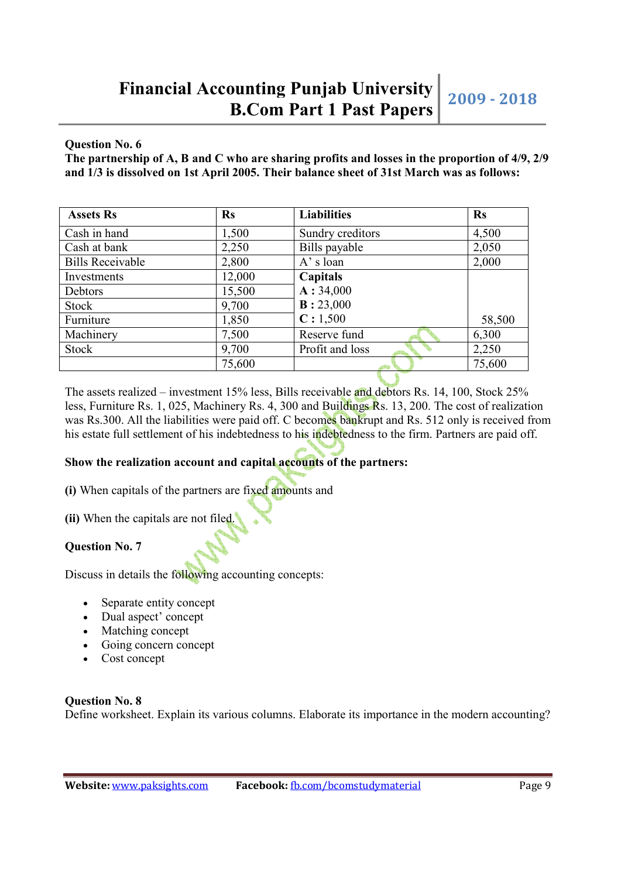**Question No. 6**

**The partnership of A, B and C who are sharing profits and losses in the proportion of 4/9, 2/9 and 1/3 is dissolved on 1st April 2005. Their balance sheet of 31st March was as follows:**

| **Assets Rs** | **Rs** | **Liabilities** | **Rs** |
|---|---|---|---|
| Cash in hand | 1,500 | Sundry creditors | 4,500 |
| Cash at bank | 2,250 | Bills payable | 2,050 |
| Bills Receivable | 2,800 | A' s loan | 2,000 |
| Investments | 12,000 | **Capitals** | |
| Debtors | 15,500 | **A :** 34,000 | |
| Stock | 9,700 | **B :** 23,000 | |
| Furniture | 1,850 | **C :** 1,500 | 58,500 |
| Machinery | 7,500 | Reserve fund | 6,300 |
| Stock | 9,700 | Profit and loss | 2,250 |
| | 75,600 | | 75,600 |

The assets realized – investment 15% less, Bills receivable and debtors Rs. 14, 100, Stock 25% less, Furniture Rs. 1, 025, Machinery Rs. 4, 300 and Buildings Rs. 13, 200. The cost of realization was Rs.300. All the liabilities were paid off. C becomes bankrupt and Rs. 512 only is received from his estate full settlement of his indebtedness to his indebtedness to the firm. Partners are paid off.

**Show the realization account and capital accounts of the partners:**

**(i)** When capitals of the partners are fixed amounts and

**(ii)** When the capitals are not filed.

**Question No. 7**

Discuss in details the following accounting concepts:

- Separate entity concept
- Dual aspect' concept
- Matching concept
- Going concern concept
- Cost concept

**Question No. 8**

Define worksheet. Explain its various columns. Elaborate its importance in the modern accounting?